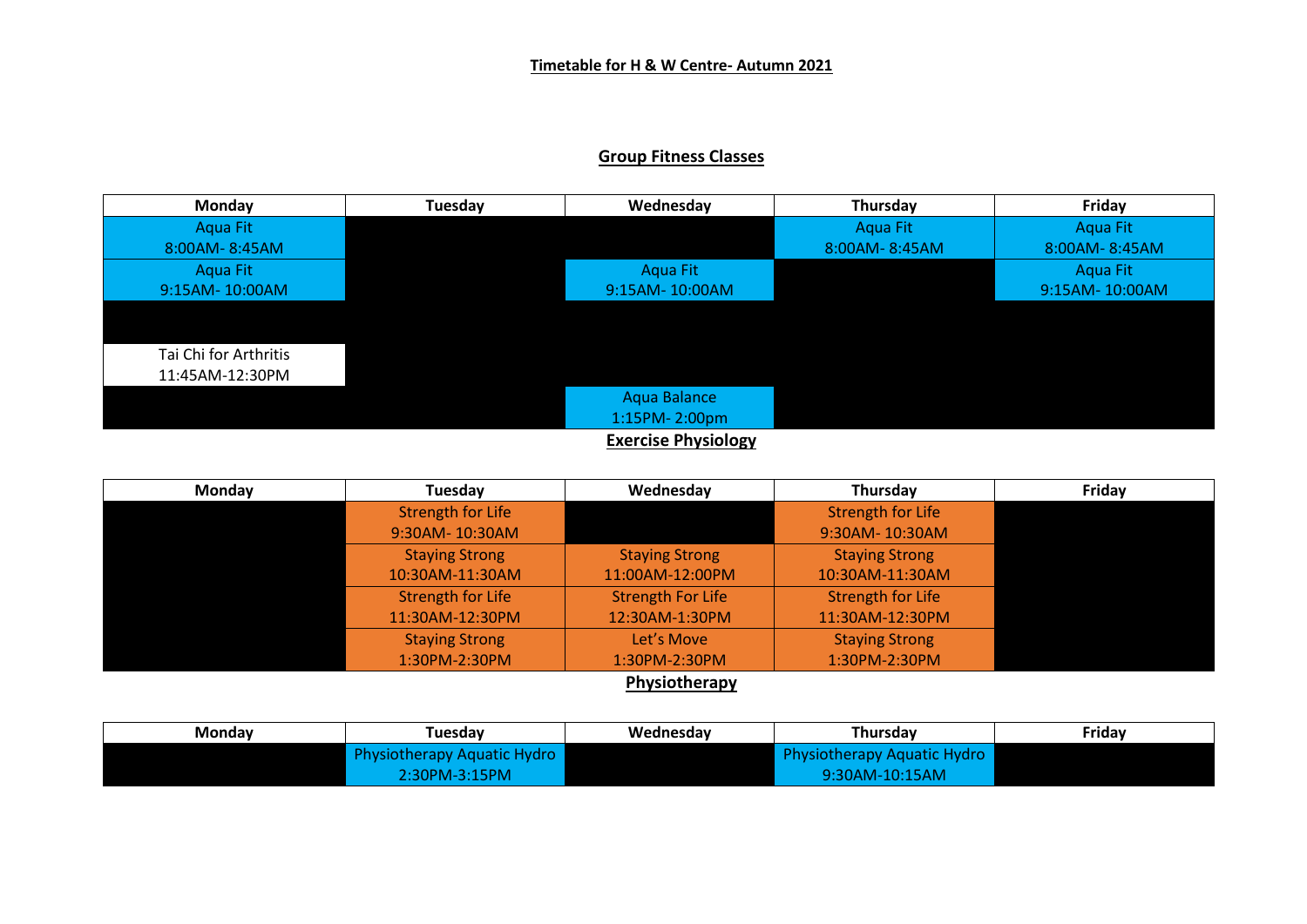**Timetable for H & W Centre- Autumn 2021**

**Group Fitness Classes**

| Monday | Tuesday | Wednesday | Thursday | Friday |
| --- | --- | --- | --- | --- |
| Aqua Fit 8:00AM- 8:45AM | | | Aqua Fit 8:00AM- 8:45AM | Aqua Fit 8:00AM- 8:45AM |
| Aqua Fit 9:15AM- 10:00AM | | Aqua Fit 9:15AM- 10:00AM | | Aqua Fit 9:15AM- 10:00AM |
| | | | | |
| Tai Chi for Arthritis 11:45AM-12:30PM | | | | |
| | | Aqua Balance 1:15PM- 2:00pm | | |

**Exercise Physiology**

| Monday | Tuesday | Wednesday | Thursday | Friday |
| --- | --- | --- | --- | --- |
| | Strength for Life 9:30AM- 10:30AM | | Strength for Life 9:30AM- 10:30AM | |
| | Staying Strong 10:30AM-11:30AM | Staying Strong 11:00AM-12:00PM | Staying Strong 10:30AM-11:30AM | |
| | Strength for Life 11:30AM-12:30PM | Strength For Life 12:30AM-1:30PM | Strength for Life 11:30AM-12:30PM | |
| | Staying Strong 1:30PM-2:30PM | Let's Move 1:30PM-2:30PM | Staying Strong 1:30PM-2:30PM | |

**Physiotherapy**

| Monday | Tuesday | Wednesday | Thursday | Friday |
| --- | --- | --- | --- | --- |
| | Physiotherapy Aquatic Hydro 2:30PM-3:15PM | | Physiotherapy Aquatic Hydro 9:30AM-10:15AM | |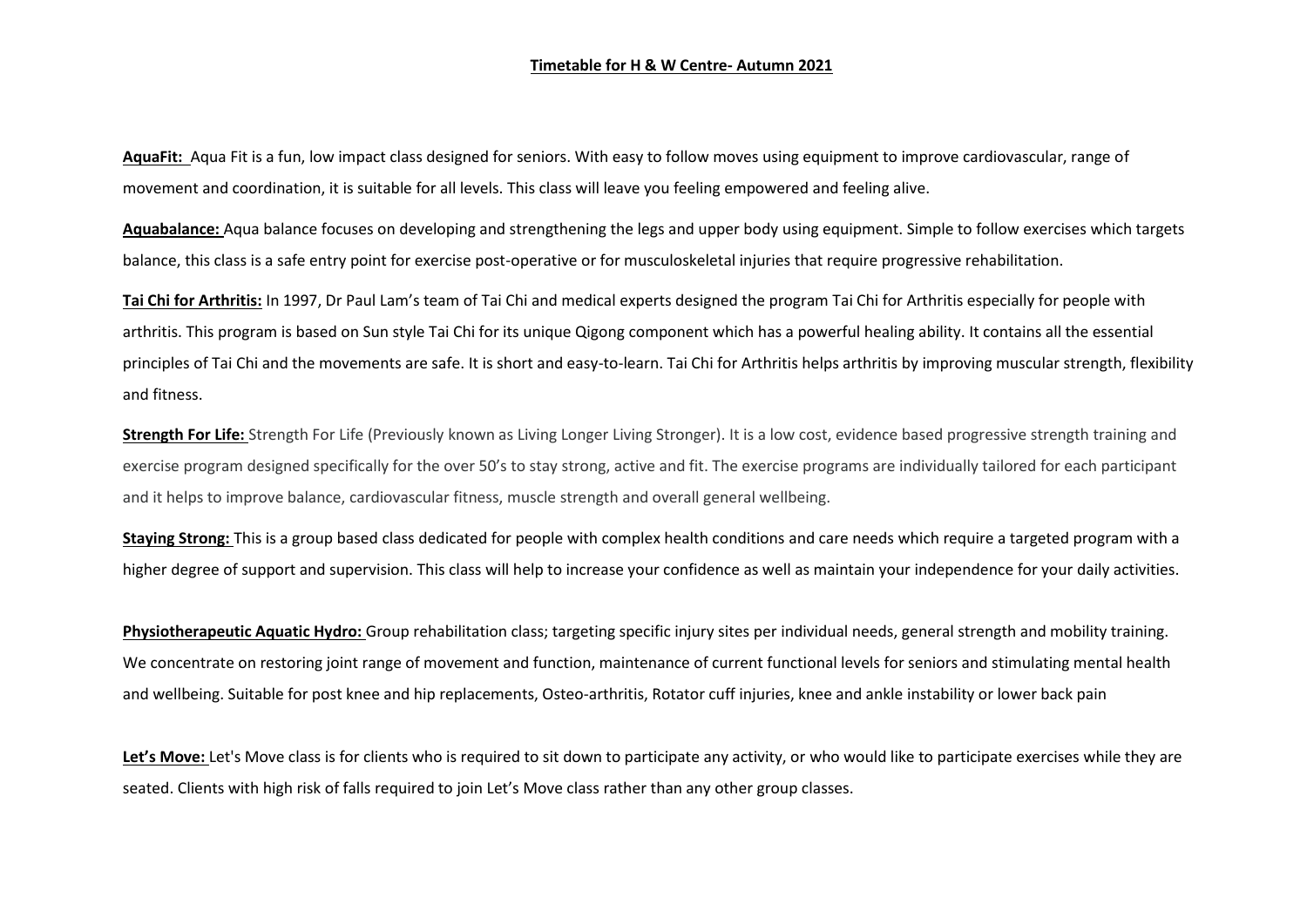# Timetable for H & W Centre- Autumn 2021

**AquaFit:** Aqua Fit is a fun, low impact class designed for seniors. With easy to follow moves using equipment to improve cardiovascular, range of movement and coordination, it is suitable for all levels. This class will leave you feeling empowered and feeling alive.

**Aquabalance:** Aqua balance focuses on developing and strengthening the legs and upper body using equipment. Simple to follow exercises which targets balance, this class is a safe entry point for exercise post-operative or for musculoskeletal injuries that require progressive rehabilitation.

**Tai Chi for Arthritis:** In 1997, Dr Paul Lam's team of Tai Chi and medical experts designed the program Tai Chi for Arthritis especially for people with arthritis. This program is based on Sun style Tai Chi for its unique Qigong component which has a powerful healing ability. It contains all the essential principles of Tai Chi and the movements are safe. It is short and easy-to-learn. Tai Chi for Arthritis helps arthritis by improving muscular strength, flexibility and fitness.

**Strength For Life:** Strength For Life (Previously known as Living Longer Living Stronger). It is a low cost, evidence based progressive strength training and exercise program designed specifically for the over 50's to stay strong, active and fit. The exercise programs are individually tailored for each participant and it helps to improve balance, cardiovascular fitness, muscle strength and overall general wellbeing.

**Staying Strong:** This is a group based class dedicated for people with complex health conditions and care needs which require a targeted program with a higher degree of support and supervision. This class will help to increase your confidence as well as maintain your independence for your daily activities.

**Physiotherapeutic Aquatic Hydro:** Group rehabilitation class; targeting specific injury sites per individual needs, general strength and mobility training. We concentrate on restoring joint range of movement and function, maintenance of current functional levels for seniors and stimulating mental health and wellbeing. Suitable for post knee and hip replacements, Osteo-arthritis, Rotator cuff injuries, knee and ankle instability or lower back pain

**Let's Move:** Let's Move class is for clients who is required to sit down to participate any activity, or who would like to participate exercises while they are seated. Clients with high risk of falls required to join Let's Move class rather than any other group classes.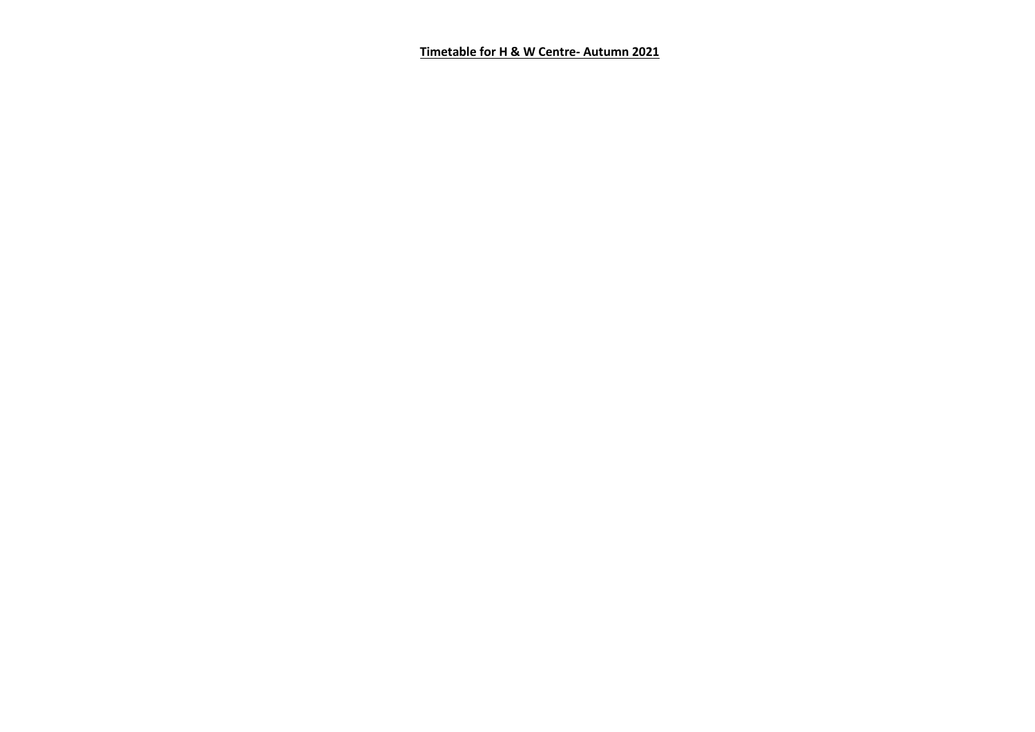**Timetable for H & W Centre- Autumn 2021**